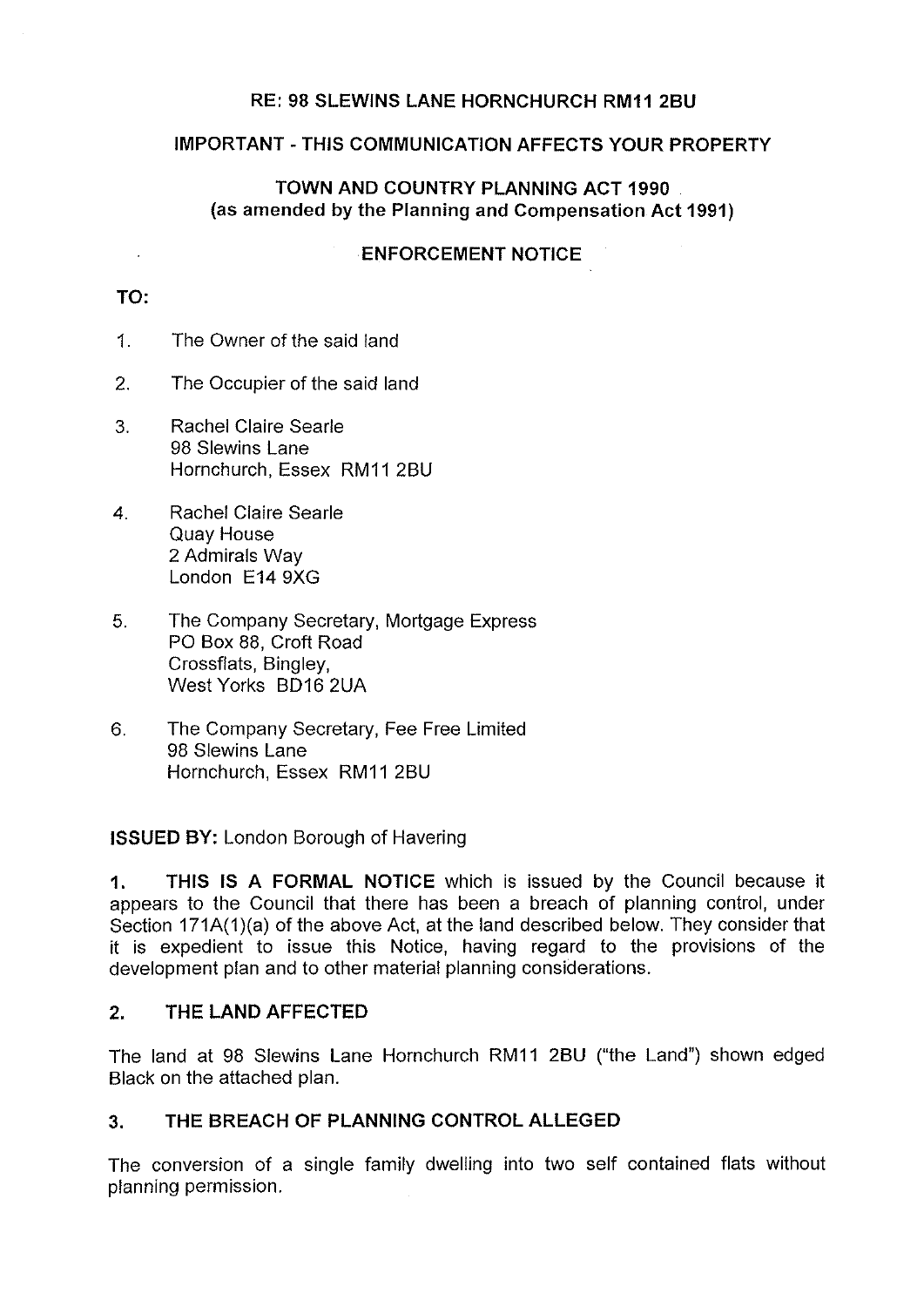**RE: 98 SLEWINS LANE HORNCHURCH RM11 2BU**

**IMPORTANT - THIS COMMUNICATION AFFECTS YOUR PROPERTY**

**TOWN AND COUNTRY PLANNING ACT 1990**
**(as amended by the Planning and Compensation Act 1991)**

**ENFORCEMENT NOTICE**

**TO:**

1. The Owner of the said land

2. The Occupier of the said land

3. Rachel Claire Searle
   98 Slewins Lane
   Hornchurch, Essex RM11 2BU

4. Rachel Claire Searle
   Quay House
   2 Admirals Way
   London E14 9XG

5. The Company Secretary, Mortgage Express
   PO Box 88, Croft Road
   Crossflats, Bingley,
   West Yorks BD16 2UA

6. The Company Secretary, Fee Free Limited
   98 Slewins Lane
   Hornchurch, Essex RM11 2BU

**ISSUED BY:** London Borough of Havering

**1. THIS IS A FORMAL NOTICE** which is issued by the Council because it appears to the Council that there has been a breach of planning control, under Section 171A(1)(a) of the above Act, at the land described below. They consider that it is expedient to issue this Notice, having regard to the provisions of the development plan and to other material planning considerations.

## 2. THE LAND AFFECTED

The land at 98 Slewins Lane Hornchurch RM11 2BU ("the Land") shown edged Black on the attached plan.

## 3. THE BREACH OF PLANNING CONTROL ALLEGED

The conversion of a single family dwelling into two self contained flats without planning permission.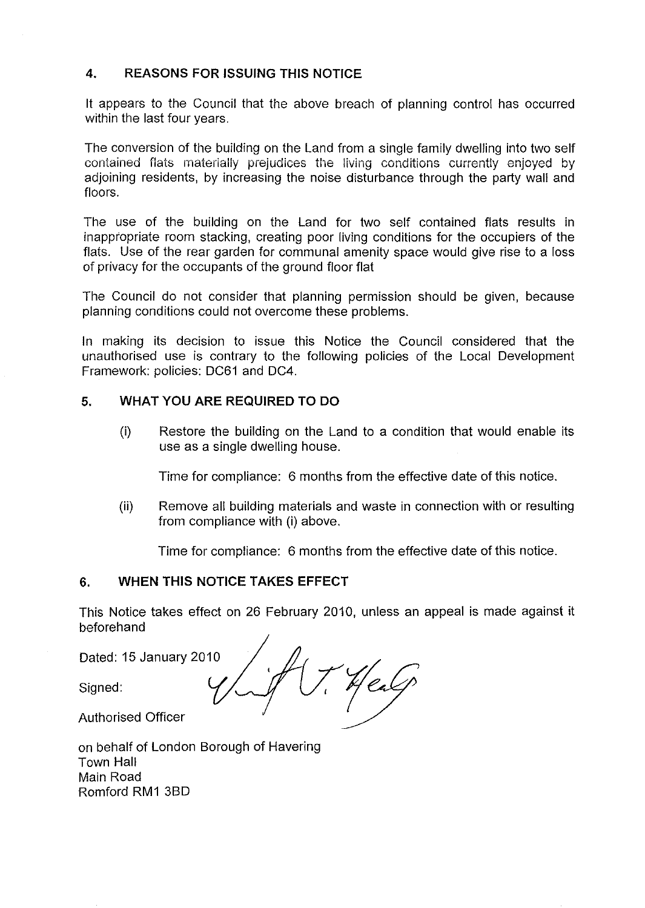## 4. REASONS FOR ISSUING THIS NOTICE

It appears to the Council that the above breach of planning control has occurred within the last four years.

The conversion of the building on the Land from a single family dwelling into two self contained flats materially prejudices the living conditions currently enjoyed by adjoining residents, by increasing the noise disturbance through the party wall and floors.

The use of the building on the Land for two self contained flats results in inappropriate room stacking, creating poor living conditions for the occupiers of the flats. Use of the rear garden for communal amenity space would give rise to a loss of privacy for the occupants of the ground floor flat

The Council do not consider that planning permission should be given, because planning conditions could not overcome these problems.

In making its decision to issue this Notice the Council considered that the unauthorised use is contrary to the following policies of the Local Development Framework: policies: DC61 and DC4.

## 5. WHAT YOU ARE REQUIRED TO DO

(i) Restore the building on the Land to a condition that would enable its use as a single dwelling house.

Time for compliance: 6 months from the effective date of this notice.

(ii) Remove all building materials and waste in connection with or resulting from compliance with (i) above.

Time for compliance: 6 months from the effective date of this notice.

## 6. WHEN THIS NOTICE TAKES EFFECT

This Notice takes effect on 26 February 2010, unless an appeal is made against it beforehand

Dated: 15 January 2010

Signed:

Authorised Officer

on behalf of London Borough of Havering
Town Hall
Main Road
Romford RM1 3BD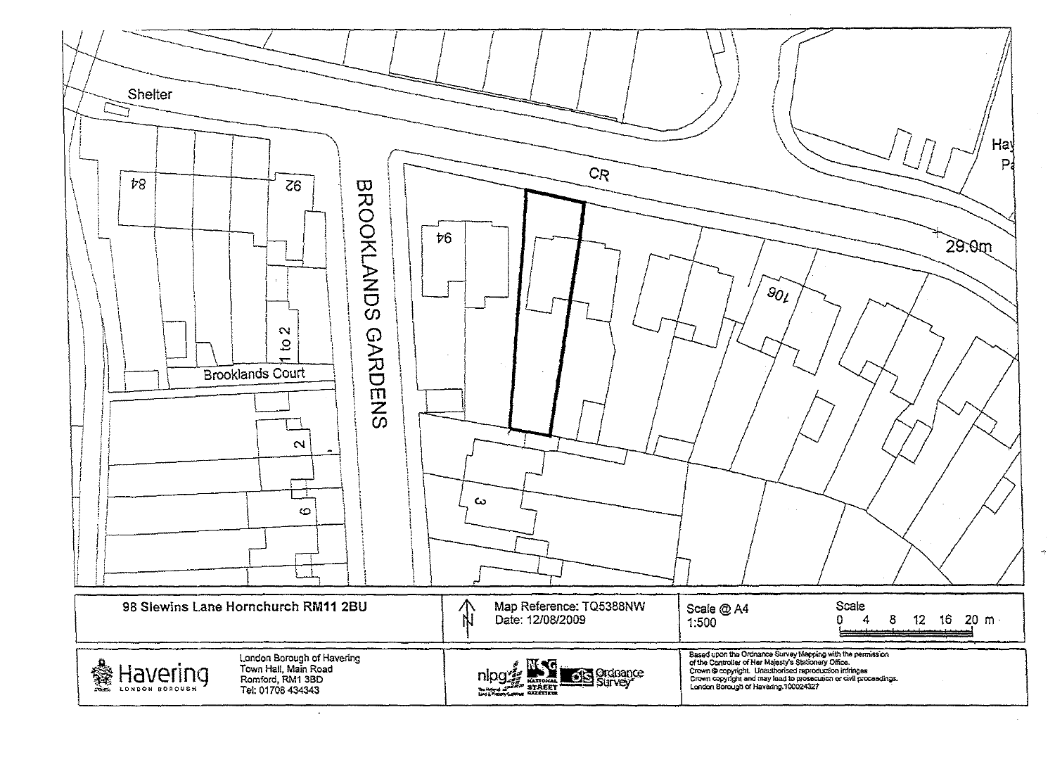Shelter

84

92

BROOKLANDS GARDENS

CR

94

29.0m

106

1 to 2

Brooklands Court

2

6

3

Hay

Pa

| 98 Slewins Lane Hornchurch RM11 2BU | N | Map Reference: TQ5388NW<br>Date: 12/08/2009 | Scale @ A4<br>1:500 | Scale<br>0 4 8 12 16 20 m |
|---|---|---|---|---|

Havering LONDON BOROUGH

London Borough of Havering
Town Hall, Main Road
Romford, RM1 3BD
Tel: 01708 434343

nlpg NSG NATIONAL STREET GAZETTEER Ordnance Survey

Based upon the Ordnance Survey Mapping with the permission of the Controller of Her Majesty's Stationery Office.
Crown © copyright. Unauthorised reproduction infringes Crown copyright and may lead to prosecution or civil proceedings.
London Borough of Havering.100024327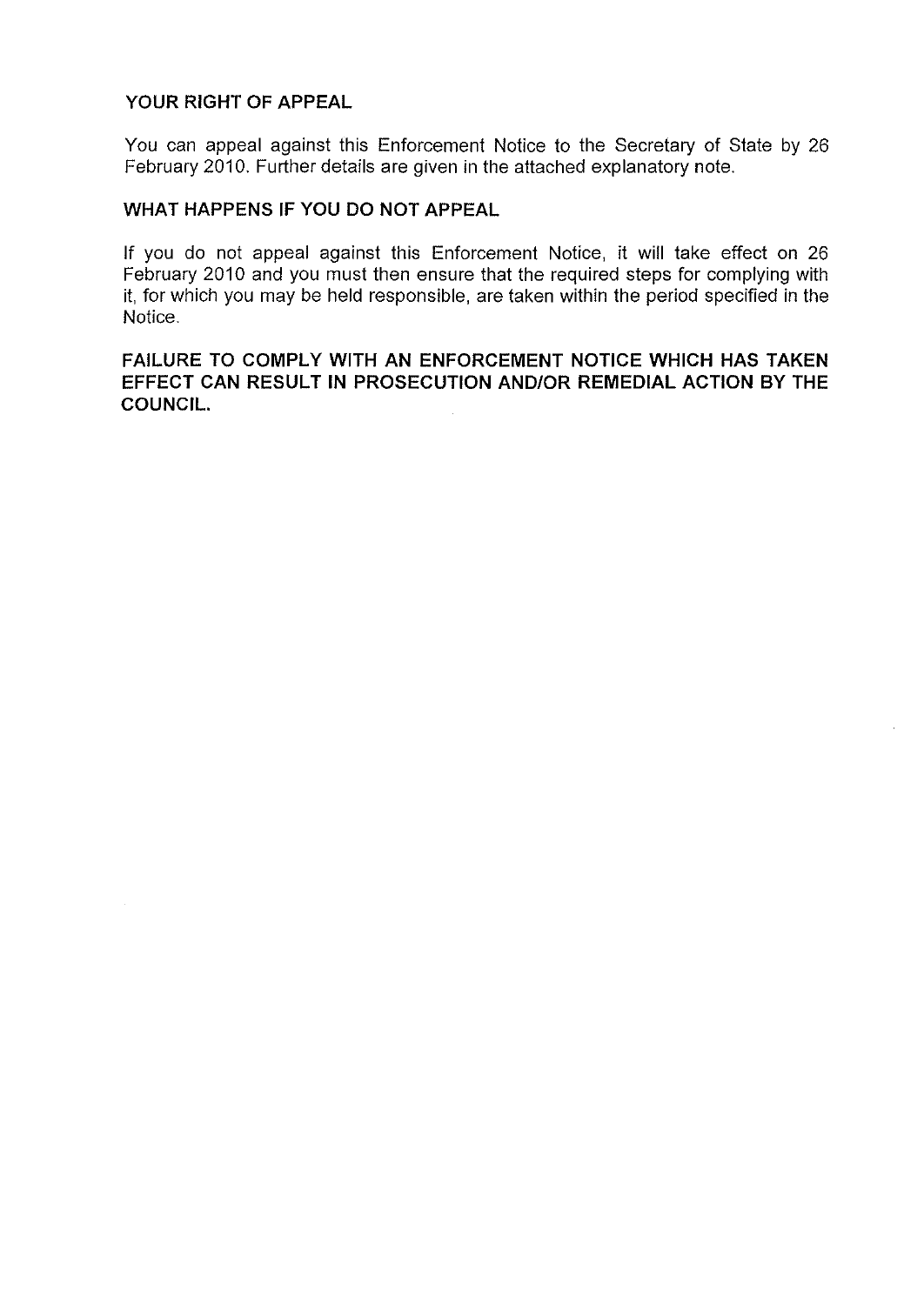## YOUR RIGHT OF APPEAL

You can appeal against this Enforcement Notice to the Secretary of State by 26 February 2010. Further details are given in the attached explanatory note.

## WHAT HAPPENS IF YOU DO NOT APPEAL

If you do not appeal against this Enforcement Notice, it will take effect on 26 February 2010 and you must then ensure that the required steps for complying with it, for which you may be held responsible, are taken within the period specified in the Notice.

**FAILURE TO COMPLY WITH AN ENFORCEMENT NOTICE WHICH HAS TAKEN EFFECT CAN RESULT IN PROSECUTION AND/OR REMEDIAL ACTION BY THE COUNCIL.**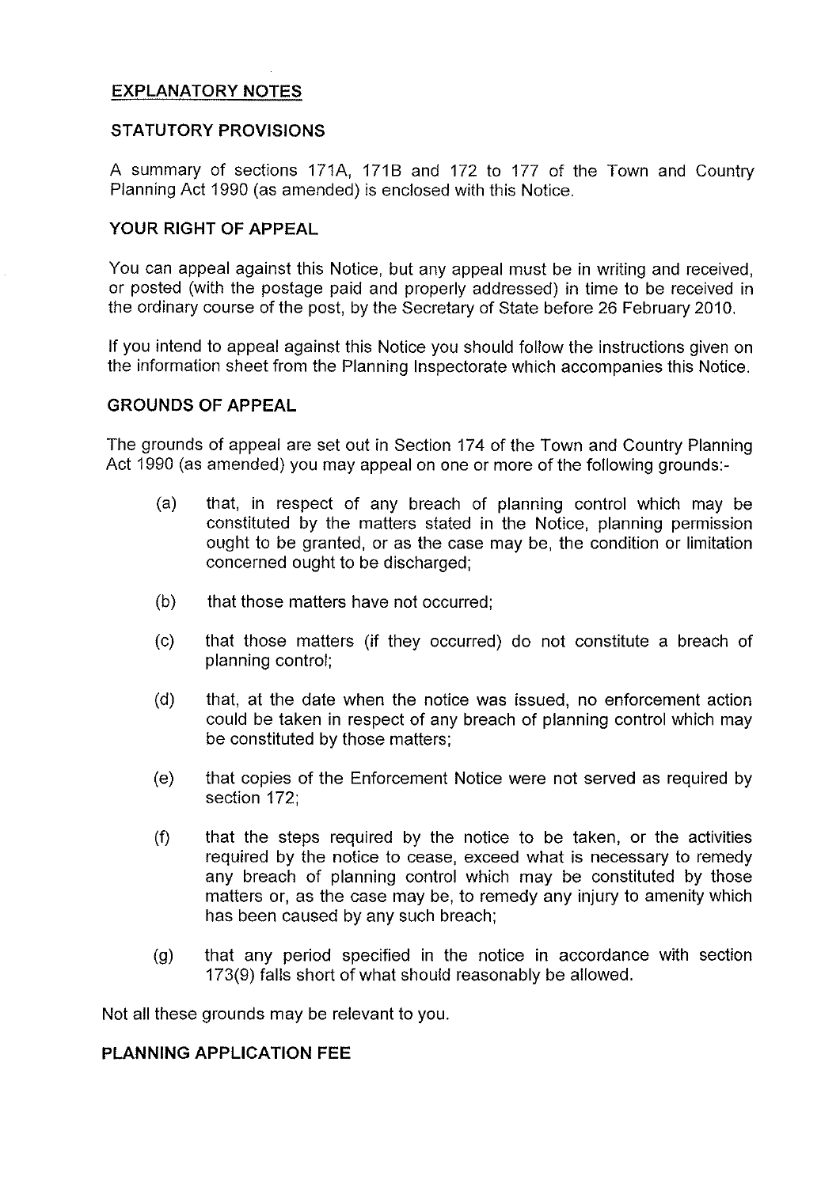## EXPLANATORY NOTES

### STATUTORY PROVISIONS

A summary of sections 171A, 171B and 172 to 177 of the Town and Country Planning Act 1990 (as amended) is enclosed with this Notice.

### YOUR RIGHT OF APPEAL

You can appeal against this Notice, but any appeal must be in writing and received, or posted (with the postage paid and properly addressed) in time to be received in the ordinary course of the post, by the Secretary of State before 26 February 2010.

If you intend to appeal against this Notice you should follow the instructions given on the information sheet from the Planning Inspectorate which accompanies this Notice.

### GROUNDS OF APPEAL

The grounds of appeal are set out in Section 174 of the Town and Country Planning Act 1990 (as amended) you may appeal on one or more of the following grounds:-

(a) that, in respect of any breach of planning control which may be constituted by the matters stated in the Notice, planning permission ought to be granted, or as the case may be, the condition or limitation concerned ought to be discharged;

(b) that those matters have not occurred;

(c) that those matters (if they occurred) do not constitute a breach of planning control;

(d) that, at the date when the notice was issued, no enforcement action could be taken in respect of any breach of planning control which may be constituted by those matters;

(e) that copies of the Enforcement Notice were not served as required by section 172;

(f) that the steps required by the notice to be taken, or the activities required by the notice to cease, exceed what is necessary to remedy any breach of planning control which may be constituted by those matters or, as the case may be, to remedy any injury to amenity which has been caused by any such breach;

(g) that any period specified in the notice in accordance with section 173(9) falls short of what should reasonably be allowed.

Not all these grounds may be relevant to you.

### PLANNING APPLICATION FEE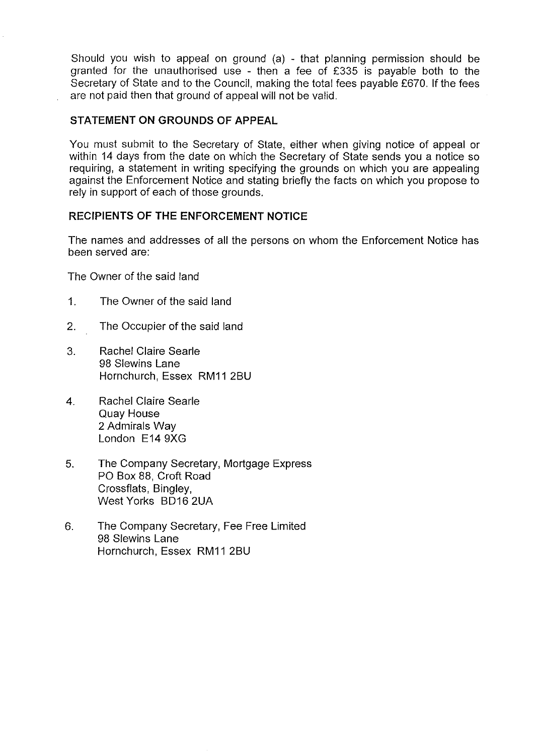Should you wish to appeal on ground (a) - that planning permission should be granted for the unauthorised use - then a fee of £335 is payable both to the Secretary of State and to the Council, making the total fees payable £670. If the fees are not paid then that ground of appeal will not be valid.

### STATEMENT ON GROUNDS OF APPEAL

You must submit to the Secretary of State, either when giving notice of appeal or within 14 days from the date on which the Secretary of State sends you a notice so requiring, a statement in writing specifying the grounds on which you are appealing against the Enforcement Notice and stating briefly the facts on which you propose to rely in support of each of those grounds.

### RECIPIENTS OF THE ENFORCEMENT NOTICE

The names and addresses of all the persons on whom the Enforcement Notice has been served are:

The Owner of the said land

1. The Owner of the said land

2. The Occupier of the said land

3. Rachel Claire Searle  
   98 Slewins Lane  
   Hornchurch, Essex RM11 2BU

4. Rachel Claire Searle  
   Quay House  
   2 Admirals Way  
   London E14 9XG

5. The Company Secretary, Mortgage Express  
   PO Box 88, Croft Road  
   Crossflats, Bingley,  
   West Yorks BD16 2UA

6. The Company Secretary, Fee Free Limited  
   98 Slewins Lane  
   Hornchurch, Essex RM11 2BU